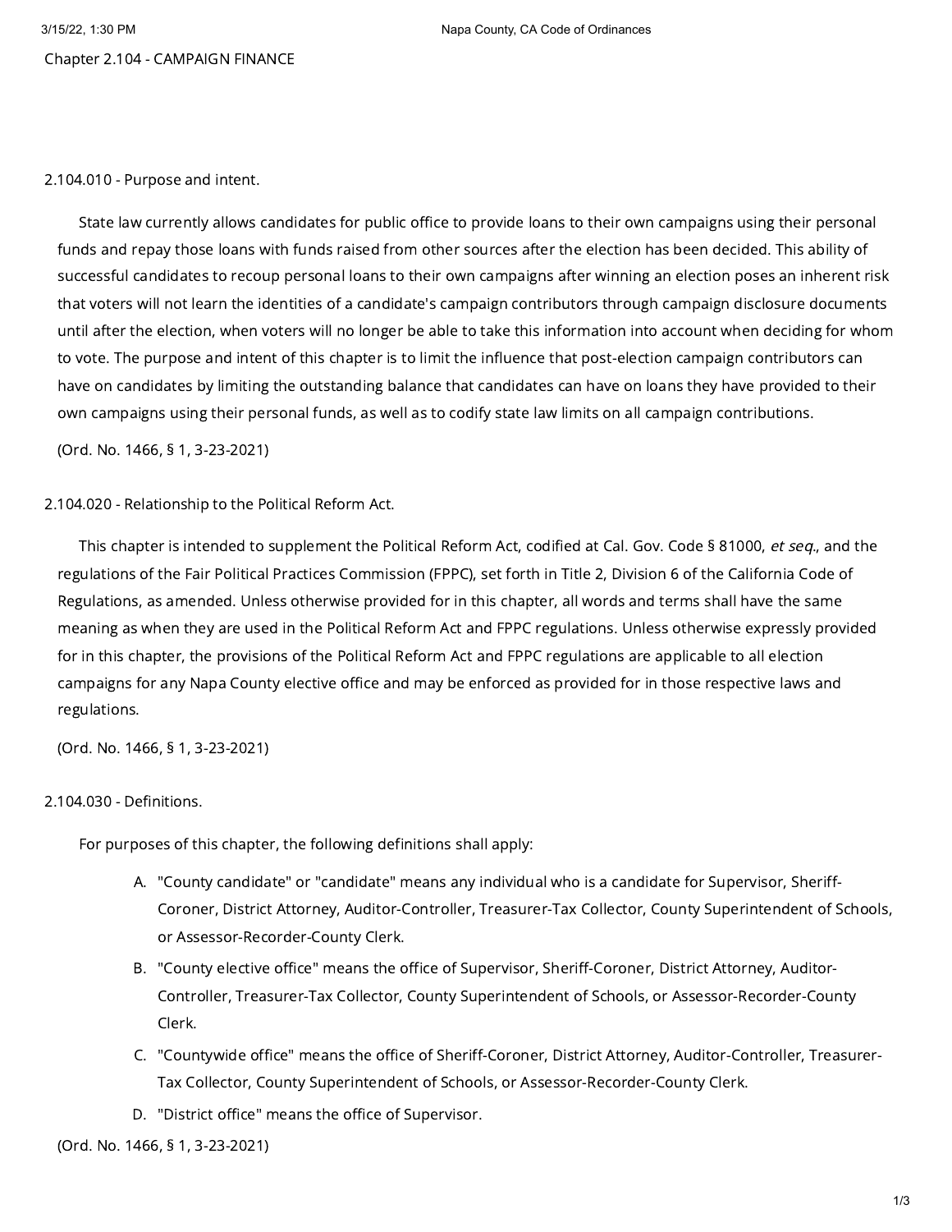# Chapter 2.104 - CAMPAIGN FINANCE

## 2.104.010 - Purpose and intent.

State law currently allows candidates for public office to provide loans to their own campaigns using their personal funds and repay those loans with funds raised from other sources after the election has been decided. This ability of successful candidates to recoup personal loans to their own campaigns after winning an election poses an inherent risk that voters will not learn the identities of a candidate's campaign contributors through campaign disclosure documents until after the election, when voters will no longer be able to take this information into account when deciding for whom to vote. The purpose and intent of this chapter is to limit the influence that post-election campaign contributors can have on candidates by limiting the outstanding balance that candidates can have on loans they have provided to their own campaigns using their personal funds, as well as to codify state law limits on all campaign contributions.

(Ord. No. 1466, § 1, 3-23-2021)

## 2.104.020 - Relationship to the Political Reform Act.

This chapter is intended to supplement the Political Reform Act, codified at Cal. Gov. Code § 81000, *et seq.*, and the regulations of the Fair Political Practices Commission (FPPC), set forth in Title 2, Division 6 of the California Code of Regulations, as amended. Unless otherwise provided for in this chapter, all words and terms shall have the same meaning as when they are used in the Political Reform Act and FPPC regulations. Unless otherwise expressly provided for in this chapter, the provisions of the Political Reform Act and FPPC regulations are applicable to all election campaigns for any Napa County elective office and may be enforced as provided for in those respective laws and regulations.

(Ord. No. 1466, § 1, 3-23-2021)

## 2.104.030 - Definitions.

For purposes of this chapter, the following definitions shall apply:

A. "County candidate" or "candidate" means any individual who is a candidate for Supervisor, Sheriff-Coroner, District Attorney, Auditor-Controller, Treasurer-Tax Collector, County Superintendent of Schools, or Assessor-Recorder-County Clerk.

B. "County elective office" means the office of Supervisor, Sheriff-Coroner, District Attorney, Auditor-Controller, Treasurer-Tax Collector, County Superintendent of Schools, or Assessor-Recorder-County Clerk.

C. "Countywide office" means the office of Sheriff-Coroner, District Attorney, Auditor-Controller, Treasurer-Tax Collector, County Superintendent of Schools, or Assessor-Recorder-County Clerk.

D. "District office" means the office of Supervisor.

(Ord. No. 1466, § 1, 3-23-2021)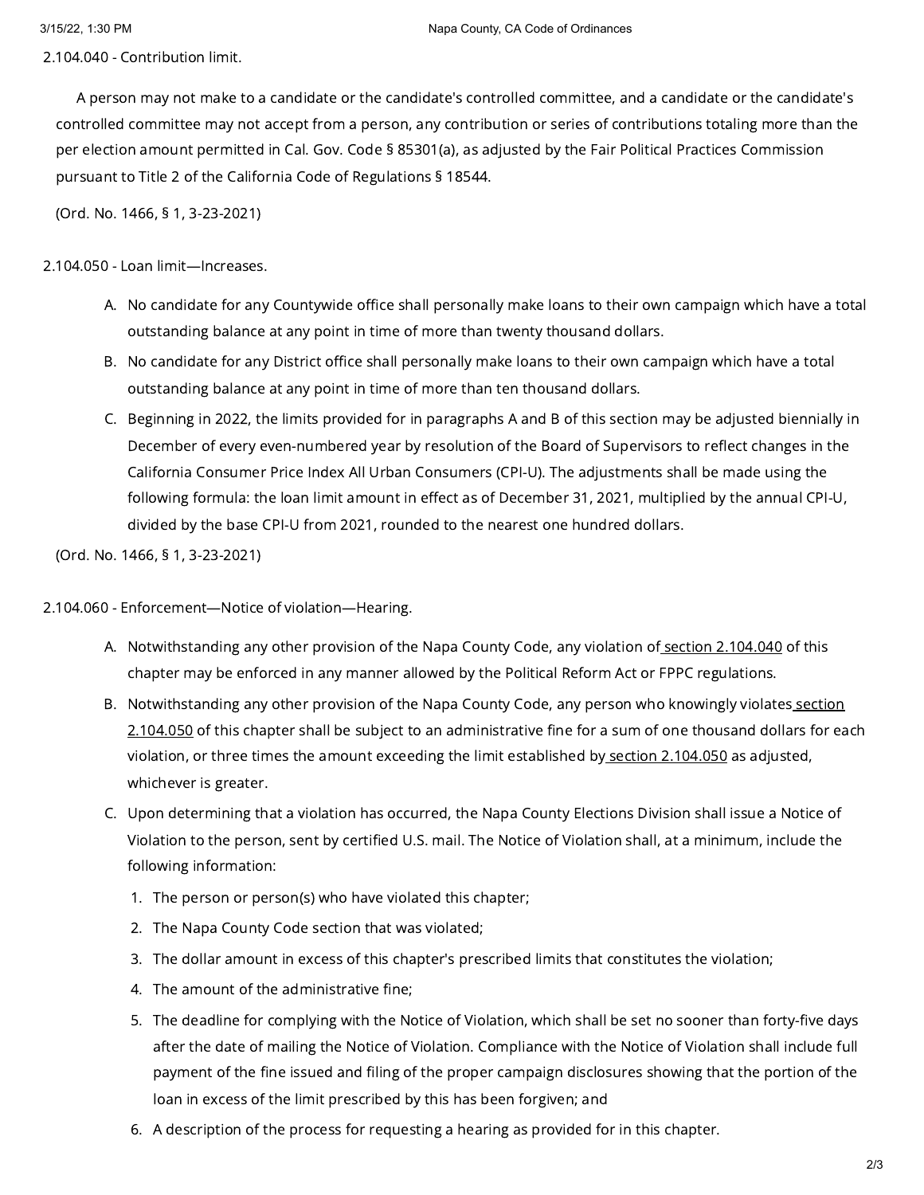## 2.104.040 - Contribution limit.

A person may not make to a candidate or the candidate's controlled committee, and a candidate or the candidate's controlled committee may not accept from a person, any contribution or series of contributions totaling more than the per election amount permitted in Cal. Gov. Code § 85301(a), as adjusted by the Fair Political Practices Commission pursuant to Title 2 of the California Code of Regulations § 18544.

(Ord. No. 1466, § 1, 3-23-2021)

## 2.104.050 - Loan limit—Increases.

A. No candidate for any Countywide office shall personally make loans to their own campaign which have a total outstanding balance at any point in time of more than twenty thousand dollars.

B. No candidate for any District office shall personally make loans to their own campaign which have a total outstanding balance at any point in time of more than ten thousand dollars.

C. Beginning in 2022, the limits provided for in paragraphs A and B of this section may be adjusted biennially in December of every even-numbered year by resolution of the Board of Supervisors to reflect changes in the California Consumer Price Index All Urban Consumers (CPI-U). The adjustments shall be made using the following formula: the loan limit amount in effect as of December 31, 2021, multiplied by the annual CPI-U, divided by the base CPI-U from 2021, rounded to the nearest one hundred dollars.

(Ord. No. 1466, § 1, 3-23-2021)

## 2.104.060 - Enforcement—Notice of violation—Hearing.

A. Notwithstanding any other provision of the Napa County Code, any violation of section 2.104.040 of this chapter may be enforced in any manner allowed by the Political Reform Act or FPPC regulations.

B. Notwithstanding any other provision of the Napa County Code, any person who knowingly violates section 2.104.050 of this chapter shall be subject to an administrative fine for a sum of one thousand dollars for each violation, or three times the amount exceeding the limit established by section 2.104.050 as adjusted, whichever is greater.

C. Upon determining that a violation has occurred, the Napa County Elections Division shall issue a Notice of Violation to the person, sent by certified U.S. mail. The Notice of Violation shall, at a minimum, include the following information:

   1. The person or person(s) who have violated this chapter;
   2. The Napa County Code section that was violated;
   3. The dollar amount in excess of this chapter's prescribed limits that constitutes the violation;
   4. The amount of the administrative fine;
   5. The deadline for complying with the Notice of Violation, which shall be set no sooner than forty-five days after the date of mailing the Notice of Violation. Compliance with the Notice of Violation shall include full payment of the fine issued and filing of the proper campaign disclosures showing that the portion of the loan in excess of the limit prescribed by this has been forgiven; and
   6. A description of the process for requesting a hearing as provided for in this chapter.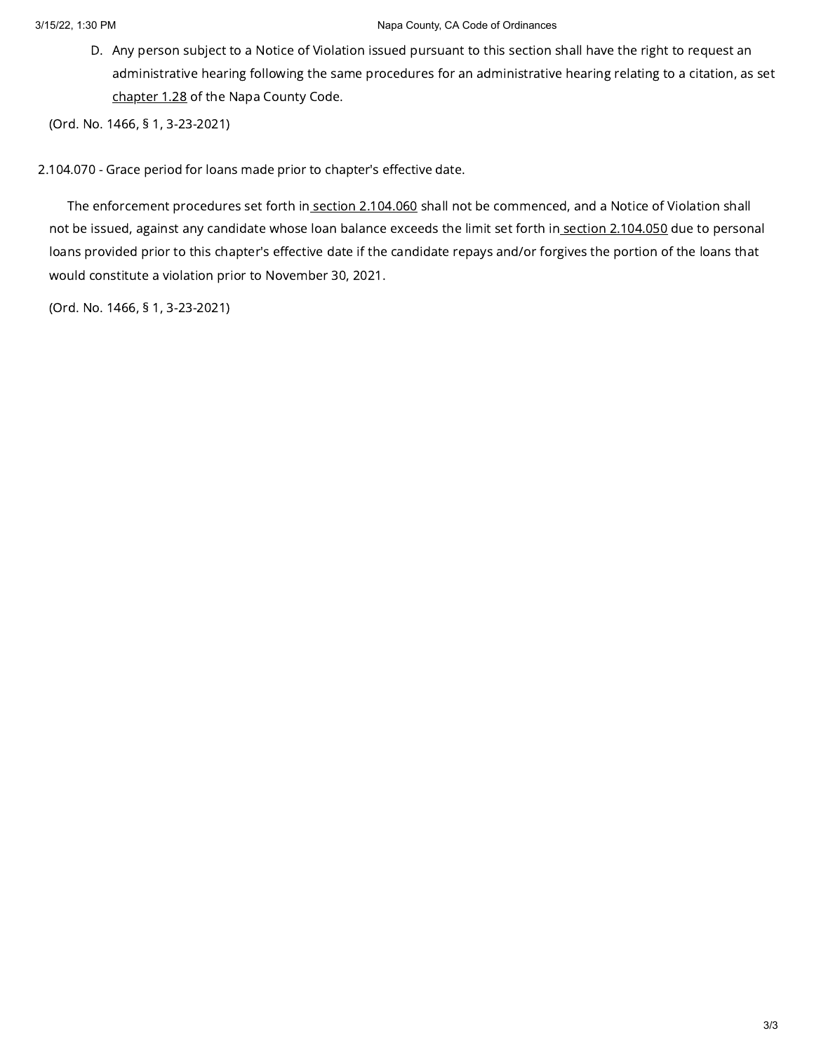D. Any person subject to a Notice of Violation issued pursuant to this section shall have the right to request an administrative hearing following the same procedures for an administrative hearing relating to a citation, as set chapter 1.28 of the Napa County Code.

(Ord. No. 1466, § 1, 3-23-2021)

2.104.070 - Grace period for loans made prior to chapter's effective date.

The enforcement procedures set forth in section 2.104.060 shall not be commenced, and a Notice of Violation shall not be issued, against any candidate whose loan balance exceeds the limit set forth in section 2.104.050 due to personal loans provided prior to this chapter's effective date if the candidate repays and/or forgives the portion of the loans that would constitute a violation prior to November 30, 2021.

(Ord. No. 1466, § 1, 3-23-2021)